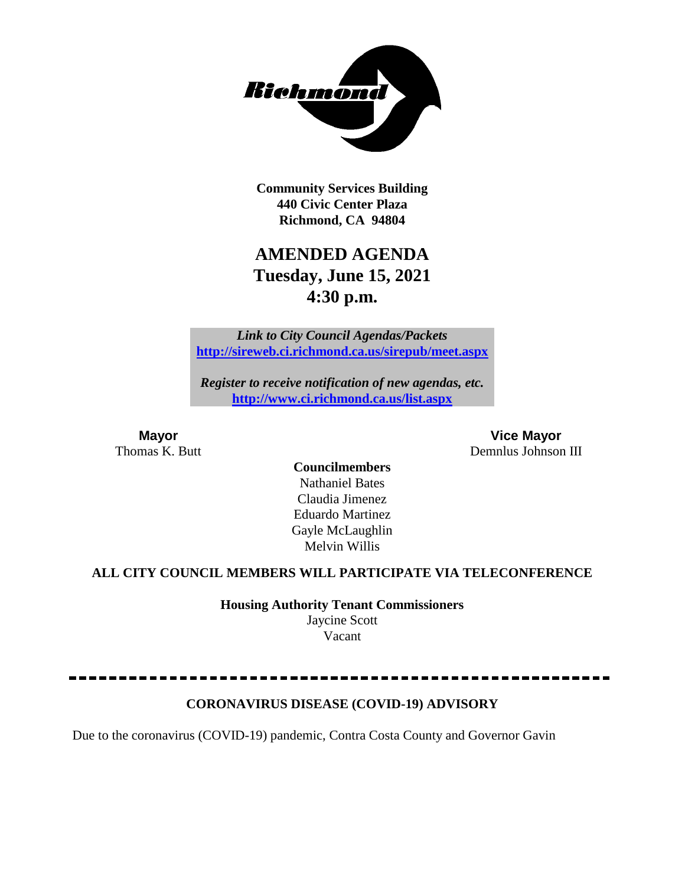Community Services Building
440 Civic Center Plaza
Richmond, CA 94804

# AMENDED AGENDA
## Tuesday, June 15, 2021
## 4:30 p.m.

*Link to City Council Agendas/Packets*
**http://sireweb.ci.richmond.ca.us/sirepub/meet.aspx**

*Register to receive notification of new agendas, etc.*
**http://www.ci.richmond.ca.us/list.aspx**

**Mayor**
Thomas K. Butt

**Vice Mayor**
Demnlus Johnson III

**Councilmembers**
Nathaniel Bates
Claudia Jimenez
Eduardo Martinez
Gayle McLaughlin
Melvin Willis

**ALL CITY COUNCIL MEMBERS WILL PARTICIPATE VIA TELECONFERENCE**

**Housing Authority Tenant Commissioners**
Jaycine Scott
Vacant

---

**CORONAVIRUS DISEASE (COVID-19) ADVISORY**

Due to the coronavirus (COVID-19) pandemic, Contra Costa County and Governor Gavin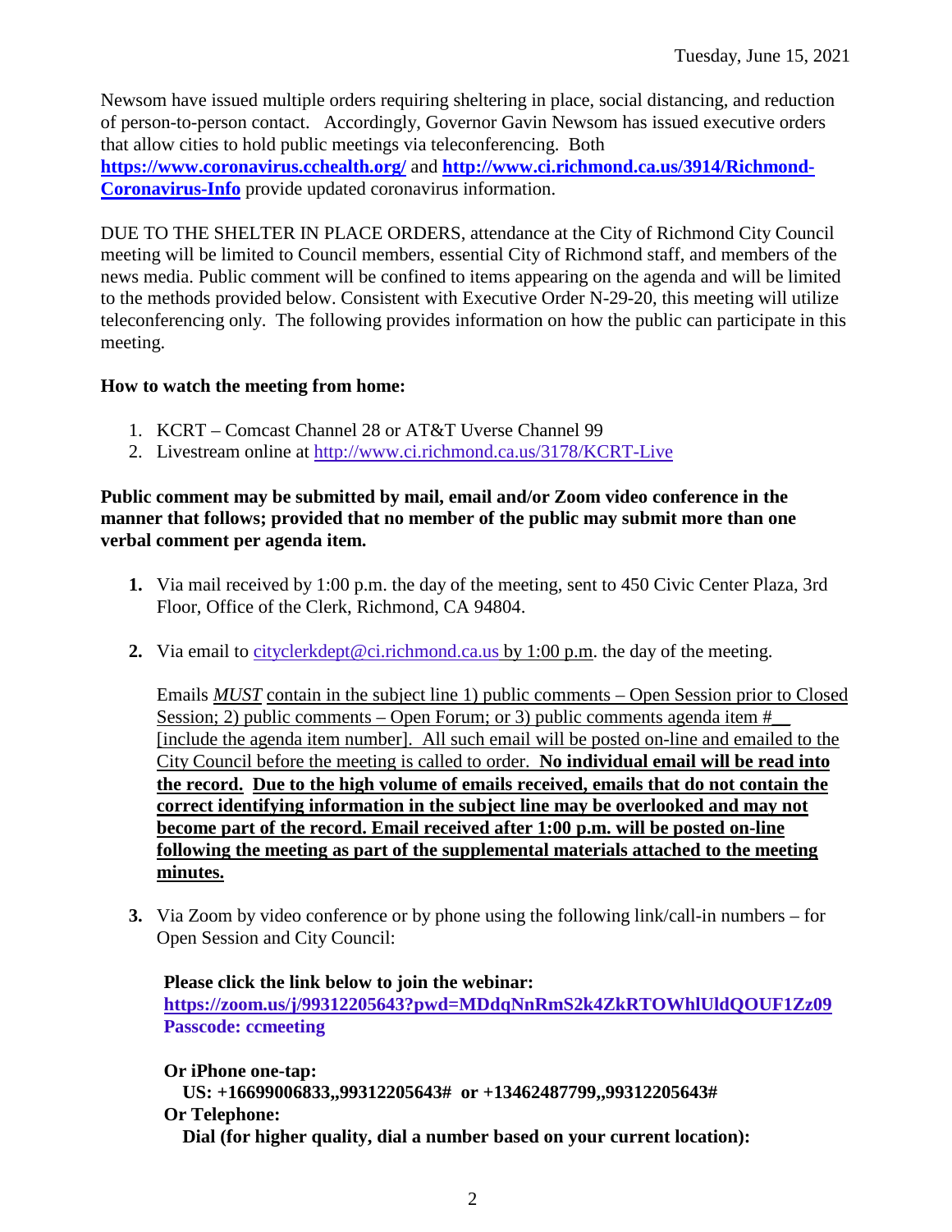Newsom have issued multiple orders requiring sheltering in place, social distancing, and reduction of person-to-person contact. Accordingly, Governor Gavin Newsom has issued executive orders that allow cities to hold public meetings via teleconferencing. Both **https://www.coronavirus.cchealth.org/** and **http://www.ci.richmond.ca.us/3914/Richmond-Coronavirus-Info** provide updated coronavirus information.

DUE TO THE SHELTER IN PLACE ORDERS, attendance at the City of Richmond City Council meeting will be limited to Council members, essential City of Richmond staff, and members of the news media. Public comment will be confined to items appearing on the agenda and will be limited to the methods provided below. Consistent with Executive Order N-29-20, this meeting will utilize teleconferencing only. The following provides information on how the public can participate in this meeting.

**How to watch the meeting from home:**

1. KCRT – Comcast Channel 28 or AT&T Uverse Channel 99
2. Livestream online at http://www.ci.richmond.ca.us/3178/KCRT-Live

**Public comment may be submitted by mail, email and/or Zoom video conference in the manner that follows; provided that no member of the public may submit more than one verbal comment per agenda item.**

1. Via mail received by 1:00 p.m. the day of the meeting, sent to 450 Civic Center Plaza, 3rd Floor, Office of the Clerk, Richmond, CA 94804.

2. Via email to cityclerkdept@ci.richmond.ca.us by 1:00 p.m. the day of the meeting.

   Emails *MUST* contain in the subject line 1) public comments – Open Session prior to Closed Session; 2) public comments – Open Forum; or 3) public comments agenda item #__ [include the agenda item number]. All such email will be posted on-line and emailed to the City Council before the meeting is called to order. **No individual email will be read into the record. Due to the high volume of emails received, emails that do not contain the correct identifying information in the subject line may be overlooked and may not become part of the record. Email received after 1:00 p.m. will be posted on-line following the meeting as part of the supplemental materials attached to the meeting minutes.**

3. Via Zoom by video conference or by phone using the following link/call-in numbers – for Open Session and City Council:

   **Please click the link below to join the webinar:**
   **https://zoom.us/j/99312205643?pwd=MDdqNnRmS2k4ZkRTOWhlUldQOUF1Zz09**
   **Passcode: ccmeeting**

   **Or iPhone one-tap:**
   **US: +16699006833,,99312205643# or +13462487799,,99312205643#**
   **Or Telephone:**
   **Dial (for higher quality, dial a number based on your current location):**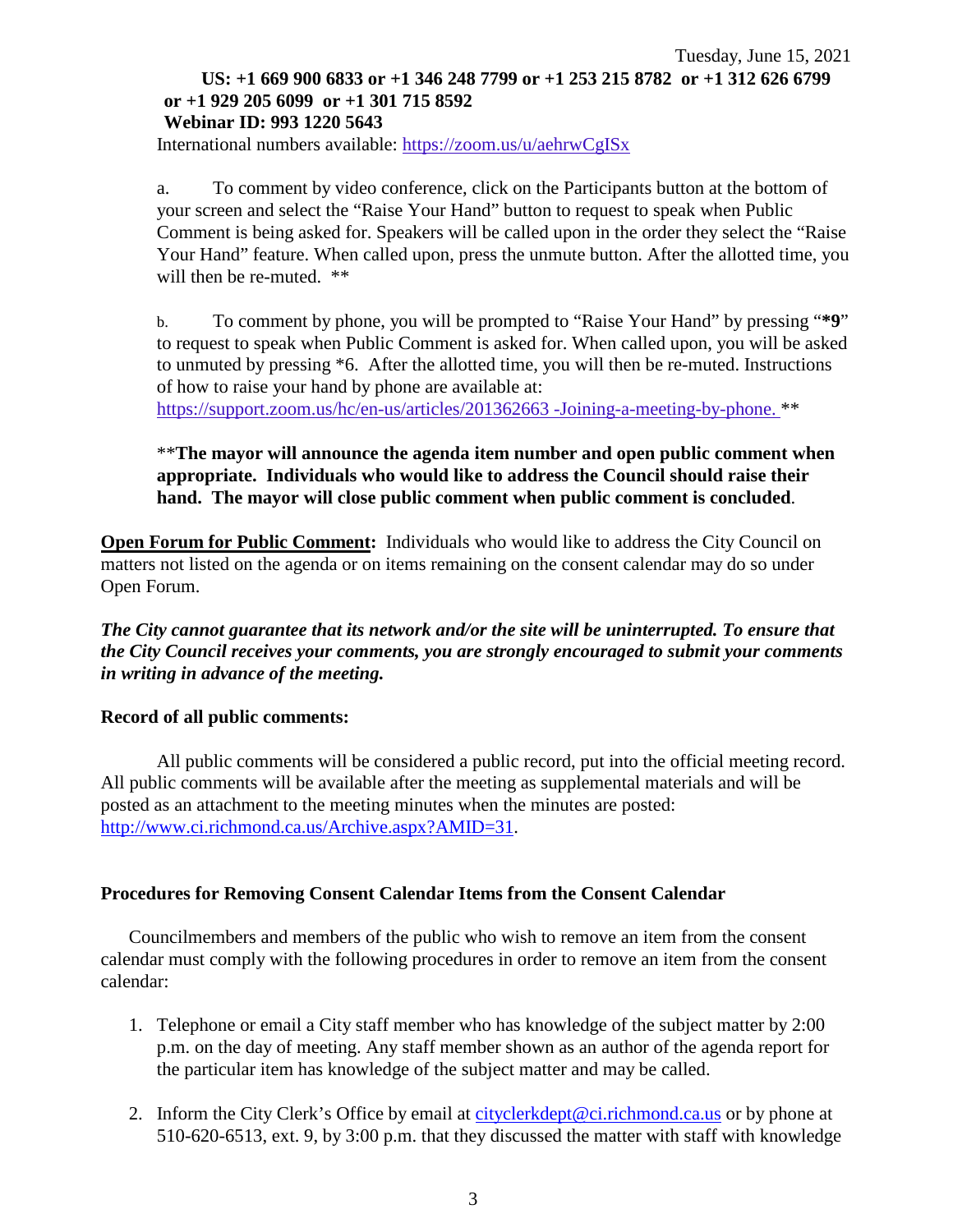**US: +1 669 900 6833 or +1 346 248 7799 or +1 253 215 8782 or +1 312 626 6799 or +1 929 205 6099 or +1 301 715 8592**
**Webinar ID: 993 1220 5643**

International numbers available: https://zoom.us/u/aehrwCgISx

a. To comment by video conference, click on the Participants button at the bottom of your screen and select the "Raise Your Hand" button to request to speak when Public Comment is being asked for. Speakers will be called upon in the order they select the "Raise Your Hand" feature. When called upon, press the unmute button. After the allotted time, you will then be re-muted. **

b. To comment by phone, you will be prompted to "Raise Your Hand" by pressing "***9**" to request to speak when Public Comment is asked for. When called upon, you will be asked to unmuted by pressing *6. After the allotted time, you will then be re-muted. Instructions of how to raise your hand by phone are available at: https://support.zoom.us/hc/en-us/articles/201362663 -Joining-a-meeting-by-phone. **

**The mayor will announce the agenda item number and open public comment when appropriate. Individuals who would like to address the Council should raise their hand. The mayor will close public comment when public comment is concluded.

**Open Forum for Public Comment:** Individuals who would like to address the City Council on matters not listed on the agenda or on items remaining on the consent calendar may do so under Open Forum.

***The City cannot guarantee that its network and/or the site will be uninterrupted. To ensure that the City Council receives your comments, you are strongly encouraged to submit your comments in writing in advance of the meeting.***

**Record of all public comments:**

All public comments will be considered a public record, put into the official meeting record. All public comments will be available after the meeting as supplemental materials and will be posted as an attachment to the meeting minutes when the minutes are posted: http://www.ci.richmond.ca.us/Archive.aspx?AMID=31.

**Procedures for Removing Consent Calendar Items from the Consent Calendar**

Councilmembers and members of the public who wish to remove an item from the consent calendar must comply with the following procedures in order to remove an item from the consent calendar:

1. Telephone or email a City staff member who has knowledge of the subject matter by 2:00 p.m. on the day of meeting. Any staff member shown as an author of the agenda report for the particular item has knowledge of the subject matter and may be called.
2. Inform the City Clerk's Office by email at cityclerkdept@ci.richmond.ca.us or by phone at 510-620-6513, ext. 9, by 3:00 p.m. that they discussed the matter with staff with knowledge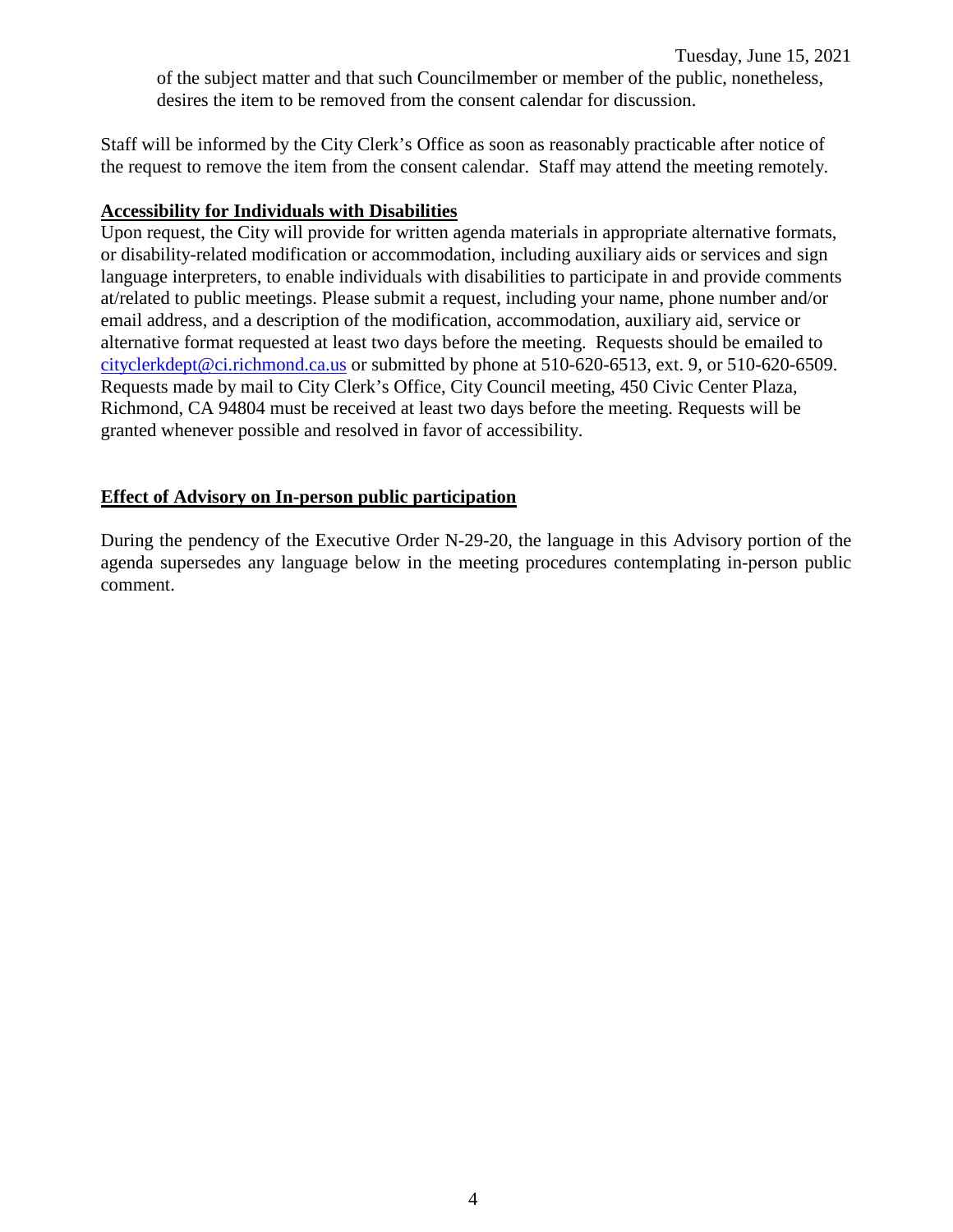of the subject matter and that such Councilmember or member of the public, nonetheless, desires the item to be removed from the consent calendar for discussion.

Staff will be informed by the City Clerk's Office as soon as reasonably practicable after notice of the request to remove the item from the consent calendar. Staff may attend the meeting remotely.

**Accessibility for Individuals with Disabilities**

Upon request, the City will provide for written agenda materials in appropriate alternative formats, or disability-related modification or accommodation, including auxiliary aids or services and sign language interpreters, to enable individuals with disabilities to participate in and provide comments at/related to public meetings. Please submit a request, including your name, phone number and/or email address, and a description of the modification, accommodation, auxiliary aid, service or alternative format requested at least two days before the meeting. Requests should be emailed to cityclerkdept@ci.richmond.ca.us or submitted by phone at 510-620-6513, ext. 9, or 510-620-6509. Requests made by mail to City Clerk's Office, City Council meeting, 450 Civic Center Plaza, Richmond, CA 94804 must be received at least two days before the meeting. Requests will be granted whenever possible and resolved in favor of accessibility.

**Effect of Advisory on In-person public participation**

During the pendency of the Executive Order N-29-20, the language in this Advisory portion of the agenda supersedes any language below in the meeting procedures contemplating in-person public comment.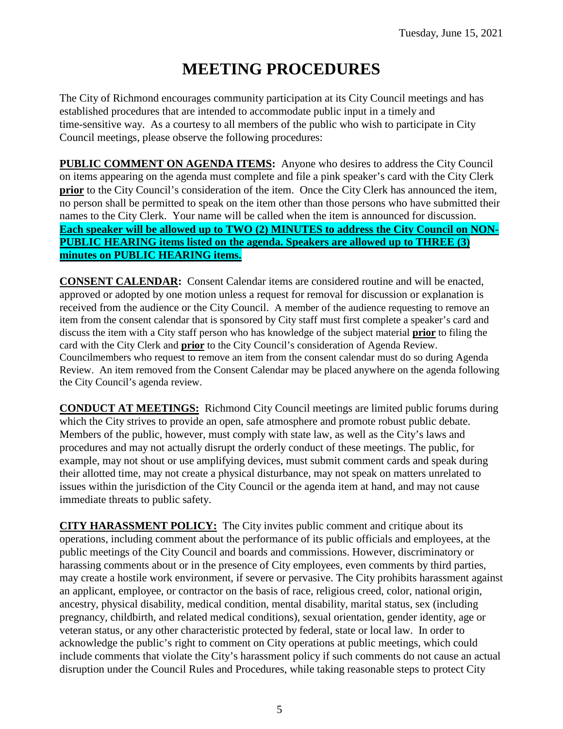Tuesday, June 15, 2021

# MEETING PROCEDURES

The City of Richmond encourages community participation at its City Council meetings and has established procedures that are intended to accommodate public input in a timely and time-sensitive way. As a courtesy to all members of the public who wish to participate in City Council meetings, please observe the following procedures:

**PUBLIC COMMENT ON AGENDA ITEMS:** Anyone who desires to address the City Council on items appearing on the agenda must complete and file a pink speaker's card with the City Clerk **prior** to the City Council's consideration of the item. Once the City Clerk has announced the item, no person shall be permitted to speak on the item other than those persons who have submitted their names to the City Clerk. Your name will be called when the item is announced for discussion. **Each speaker will be allowed up to TWO (2) MINUTES to address the City Council on NON-PUBLIC HEARING items listed on the agenda. Speakers are allowed up to THREE (3) minutes on PUBLIC HEARING items.**

**CONSENT CALENDAR:** Consent Calendar items are considered routine and will be enacted, approved or adopted by one motion unless a request for removal for discussion or explanation is received from the audience or the City Council. A member of the audience requesting to remove an item from the consent calendar that is sponsored by City staff must first complete a speaker's card and discuss the item with a City staff person who has knowledge of the subject material **prior** to filing the card with the City Clerk and **prior** to the City Council's consideration of Agenda Review. Councilmembers who request to remove an item from the consent calendar must do so during Agenda Review. An item removed from the Consent Calendar may be placed anywhere on the agenda following the City Council's agenda review.

**CONDUCT AT MEETINGS:** Richmond City Council meetings are limited public forums during which the City strives to provide an open, safe atmosphere and promote robust public debate. Members of the public, however, must comply with state law, as well as the City's laws and procedures and may not actually disrupt the orderly conduct of these meetings. The public, for example, may not shout or use amplifying devices, must submit comment cards and speak during their allotted time, may not create a physical disturbance, may not speak on matters unrelated to issues within the jurisdiction of the City Council or the agenda item at hand, and may not cause immediate threats to public safety.

**CITY HARASSMENT POLICY:** The City invites public comment and critique about its operations, including comment about the performance of its public officials and employees, at the public meetings of the City Council and boards and commissions. However, discriminatory or harassing comments about or in the presence of City employees, even comments by third parties, may create a hostile work environment, if severe or pervasive. The City prohibits harassment against an applicant, employee, or contractor on the basis of race, religious creed, color, national origin, ancestry, physical disability, medical condition, mental disability, marital status, sex (including pregnancy, childbirth, and related medical conditions), sexual orientation, gender identity, age or veteran status, or any other characteristic protected by federal, state or local law. In order to acknowledge the public's right to comment on City operations at public meetings, which could include comments that violate the City's harassment policy if such comments do not cause an actual disruption under the Council Rules and Procedures, while taking reasonable steps to protect City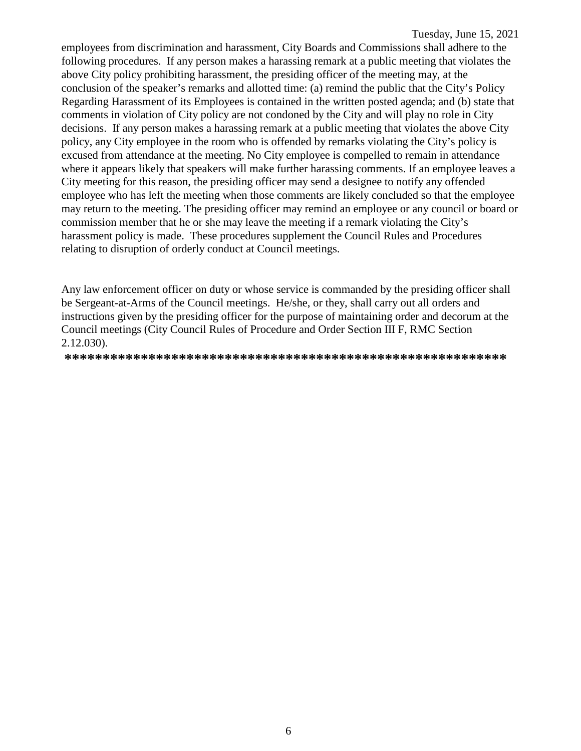employees from discrimination and harassment, City Boards and Commissions shall adhere to the following procedures. If any person makes a harassing remark at a public meeting that violates the above City policy prohibiting harassment, the presiding officer of the meeting may, at the conclusion of the speaker's remarks and allotted time: (a) remind the public that the City's Policy Regarding Harassment of its Employees is contained in the written posted agenda; and (b) state that comments in violation of City policy are not condoned by the City and will play no role in City decisions. If any person makes a harassing remark at a public meeting that violates the above City policy, any City employee in the room who is offended by remarks violating the City's policy is excused from attendance at the meeting. No City employee is compelled to remain in attendance where it appears likely that speakers will make further harassing comments. If an employee leaves a City meeting for this reason, the presiding officer may send a designee to notify any offended employee who has left the meeting when those comments are likely concluded so that the employee may return to the meeting. The presiding officer may remind an employee or any council or board or commission member that he or she may leave the meeting if a remark violating the City's harassment policy is made. These procedures supplement the Council Rules and Procedures relating to disruption of orderly conduct at Council meetings.

Any law enforcement officer on duty or whose service is commanded by the presiding officer shall be Sergeant-at-Arms of the Council meetings. He/she, or they, shall carry out all orders and instructions given by the presiding officer for the purpose of maintaining order and decorum at the Council meetings (City Council Rules of Procedure and Order Section III F, RMC Section 2.12.030).

**\*\*\*\*\*\*\*\*\*\*\*\*\*\*\*\*\*\*\*\*\*\*\*\*\*\*\*\*\*\*\*\*\*\*\*\*\*\*\*\*\*\*\*\*\*\*\*\*\*\*\*\*\*\*\*\***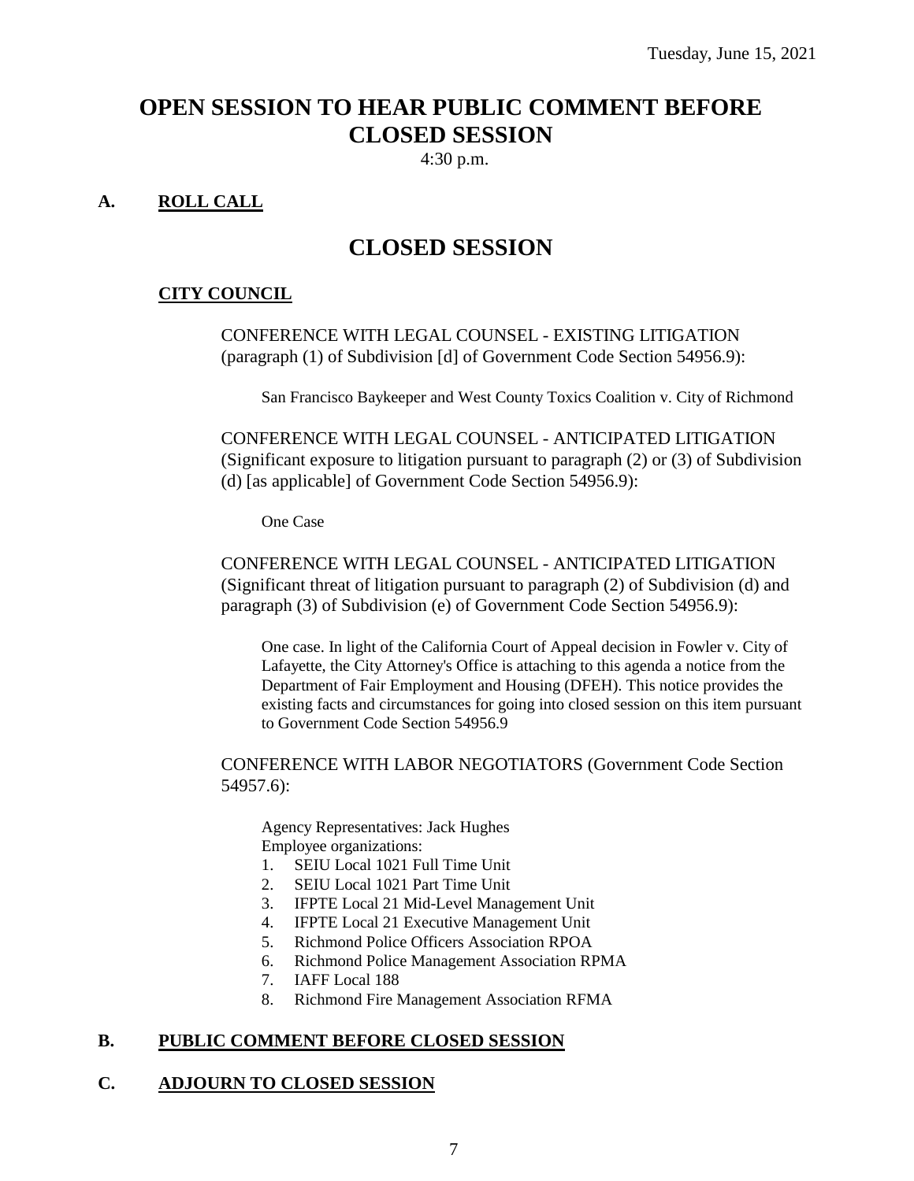Tuesday, June 15, 2021

# OPEN SESSION TO HEAR PUBLIC COMMENT BEFORE CLOSED SESSION

4:30 p.m.

## A. ROLL CALL

# CLOSED SESSION

### CITY COUNCIL

CONFERENCE WITH LEGAL COUNSEL - EXISTING LITIGATION (paragraph (1) of Subdivision [d] of Government Code Section 54956.9):

San Francisco Baykeeper and West County Toxics Coalition v. City of Richmond

CONFERENCE WITH LEGAL COUNSEL - ANTICIPATED LITIGATION (Significant exposure to litigation pursuant to paragraph (2) or (3) of Subdivision (d) [as applicable] of Government Code Section 54956.9):

One Case

CONFERENCE WITH LEGAL COUNSEL - ANTICIPATED LITIGATION (Significant threat of litigation pursuant to paragraph (2) of Subdivision (d) and paragraph (3) of Subdivision (e) of Government Code Section 54956.9):

One case. In light of the California Court of Appeal decision in Fowler v. City of Lafayette, the City Attorney's Office is attaching to this agenda a notice from the Department of Fair Employment and Housing (DFEH). This notice provides the existing facts and circumstances for going into closed session on this item pursuant to Government Code Section 54956.9

CONFERENCE WITH LABOR NEGOTIATORS (Government Code Section 54957.6):

Agency Representatives: Jack Hughes
Employee organizations:

1. SEIU Local 1021 Full Time Unit
2. SEIU Local 1021 Part Time Unit
3. IFPTE Local 21 Mid-Level Management Unit
4. IFPTE Local 21 Executive Management Unit
5. Richmond Police Officers Association RPOA
6. Richmond Police Management Association RPMA
7. IAFF Local 188
8. Richmond Fire Management Association RFMA

## B. PUBLIC COMMENT BEFORE CLOSED SESSION

## C. ADJOURN TO CLOSED SESSION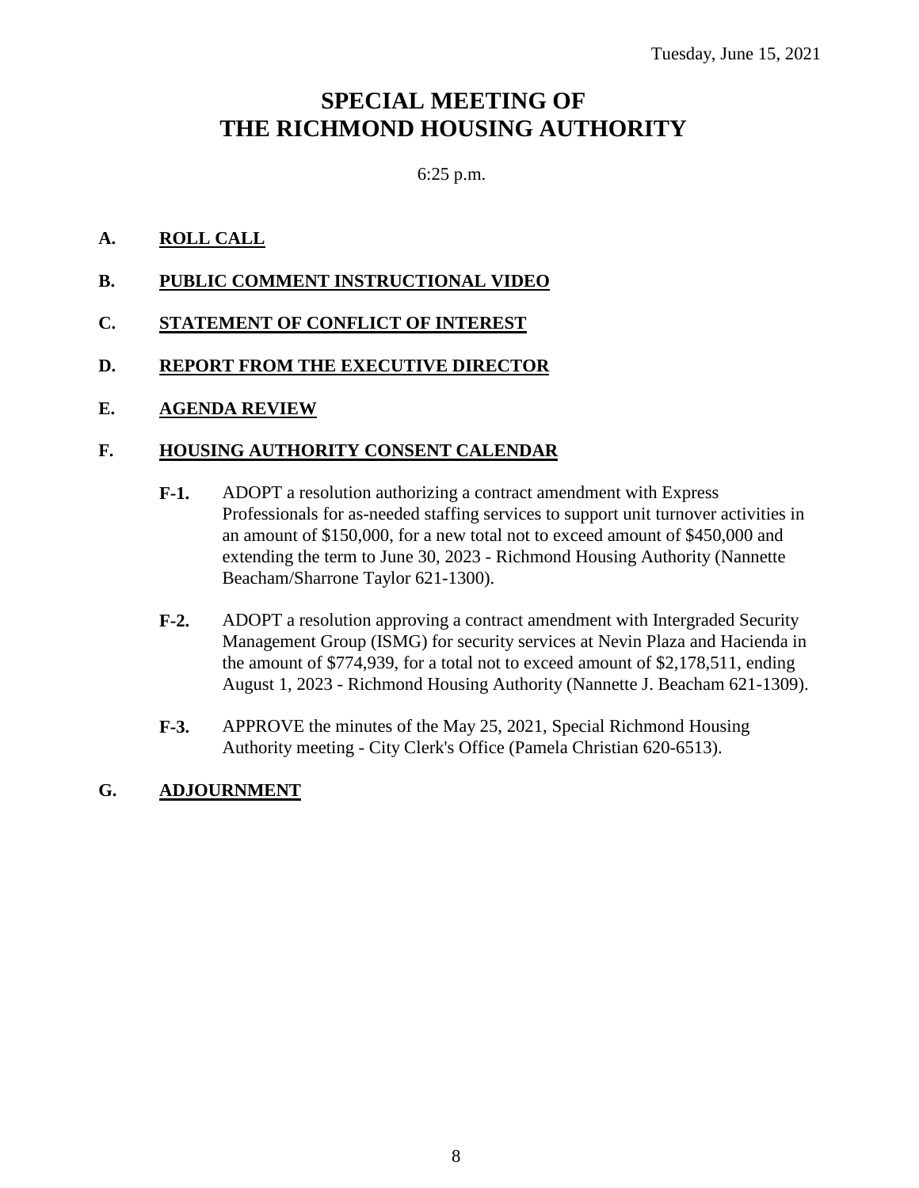Tuesday, June 15, 2021

# SPECIAL MEETING OF THE RICHMOND HOUSING AUTHORITY

6:25 p.m.

**A. ROLL CALL**

**B. PUBLIC COMMENT INSTRUCTIONAL VIDEO**

**C. STATEMENT OF CONFLICT OF INTEREST**

**D. REPORT FROM THE EXECUTIVE DIRECTOR**

**E. AGENDA REVIEW**

**F. HOUSING AUTHORITY CONSENT CALENDAR**

**F-1.** ADOPT a resolution authorizing a contract amendment with Express Professionals for as-needed staffing services to support unit turnover activities in an amount of $150,000, for a new total not to exceed amount of $450,000 and extending the term to June 30, 2023 - Richmond Housing Authority (Nannette Beacham/Sharrone Taylor 621-1300).

**F-2.** ADOPT a resolution approving a contract amendment with Intergraded Security Management Group (ISMG) for security services at Nevin Plaza and Hacienda in the amount of $774,939, for a total not to exceed amount of $2,178,511, ending August 1, 2023 - Richmond Housing Authority (Nannette J. Beacham 621-1309).

**F-3.** APPROVE the minutes of the May 25, 2021, Special Richmond Housing Authority meeting - City Clerk's Office (Pamela Christian 620-6513).

**G. ADJOURNMENT**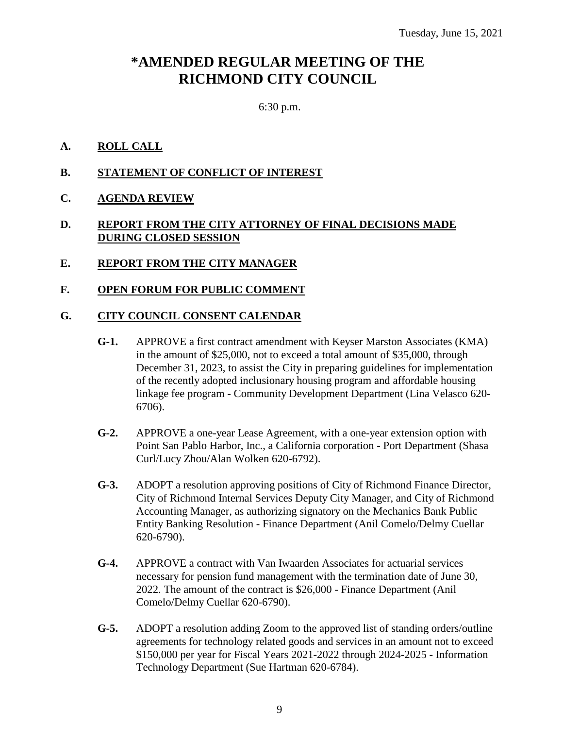Tuesday, June 15, 2021

# *AMENDED REGULAR MEETING OF THE RICHMOND CITY COUNCIL

6:30 p.m.

**A. ROLL CALL**

**B. STATEMENT OF CONFLICT OF INTEREST**

**C. AGENDA REVIEW**

**D. REPORT FROM THE CITY ATTORNEY OF FINAL DECISIONS MADE DURING CLOSED SESSION**

**E. REPORT FROM THE CITY MANAGER**

**F. OPEN FORUM FOR PUBLIC COMMENT**

**G. CITY COUNCIL CONSENT CALENDAR**

**G-1.** APPROVE a first contract amendment with Keyser Marston Associates (KMA) in the amount of $25,000, not to exceed a total amount of $35,000, through December 31, 2023, to assist the City in preparing guidelines for implementation of the recently adopted inclusionary housing program and affordable housing linkage fee program - Community Development Department (Lina Velasco 620-6706).

**G-2.** APPROVE a one-year Lease Agreement, with a one-year extension option with Point San Pablo Harbor, Inc., a California corporation - Port Department (Shasa Curl/Lucy Zhou/Alan Wolken 620-6792).

**G-3.** ADOPT a resolution approving positions of City of Richmond Finance Director, City of Richmond Internal Services Deputy City Manager, and City of Richmond Accounting Manager, as authorizing signatory on the Mechanics Bank Public Entity Banking Resolution - Finance Department (Anil Comelo/Delmy Cuellar 620-6790).

**G-4.** APPROVE a contract with Van Iwaarden Associates for actuarial services necessary for pension fund management with the termination date of June 30, 2022. The amount of the contract is $26,000 - Finance Department (Anil Comelo/Delmy Cuellar 620-6790).

**G-5.** ADOPT a resolution adding Zoom to the approved list of standing orders/outline agreements for technology related goods and services in an amount not to exceed $150,000 per year for Fiscal Years 2021-2022 through 2024-2025 - Information Technology Department (Sue Hartman 620-6784).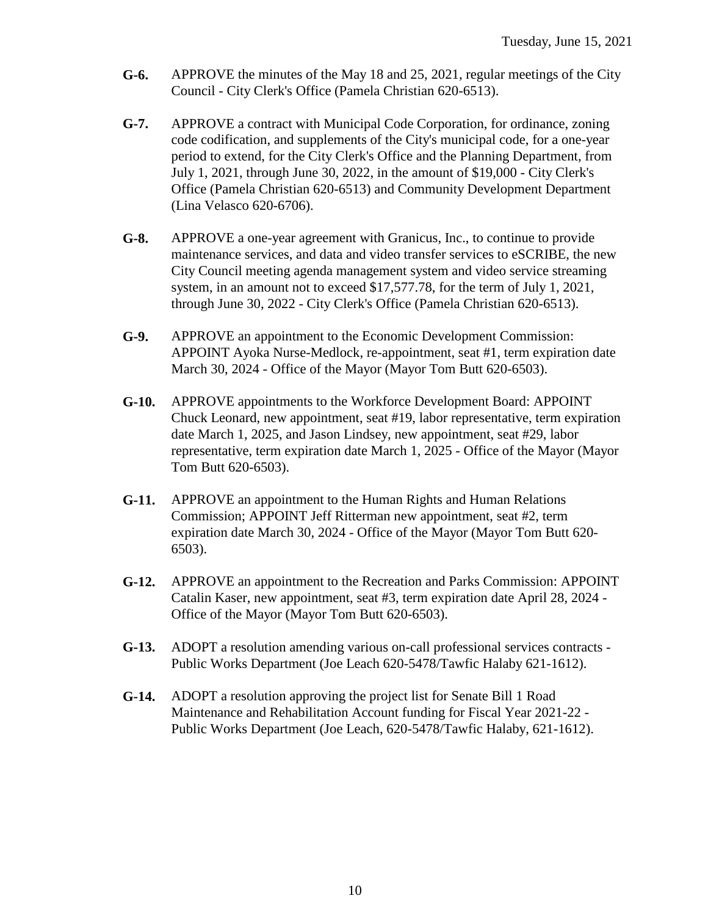**G-6.** APPROVE the minutes of the May 18 and 25, 2021, regular meetings of the City Council - City Clerk's Office (Pamela Christian 620-6513).

**G-7.** APPROVE a contract with Municipal Code Corporation, for ordinance, zoning code codification, and supplements of the City's municipal code, for a one-year period to extend, for the City Clerk's Office and the Planning Department, from July 1, 2021, through June 30, 2022, in the amount of $19,000 - City Clerk's Office (Pamela Christian 620-6513) and Community Development Department (Lina Velasco 620-6706).

**G-8.** APPROVE a one-year agreement with Granicus, Inc., to continue to provide maintenance services, and data and video transfer services to eSCRIBE, the new City Council meeting agenda management system and video service streaming system, in an amount not to exceed $17,577.78, for the term of July 1, 2021, through June 30, 2022 - City Clerk's Office (Pamela Christian 620-6513).

**G-9.** APPROVE an appointment to the Economic Development Commission: APPOINT Ayoka Nurse-Medlock, re-appointment, seat #1, term expiration date March 30, 2024 - Office of the Mayor (Mayor Tom Butt 620-6503).

**G-10.** APPROVE appointments to the Workforce Development Board: APPOINT Chuck Leonard, new appointment, seat #19, labor representative, term expiration date March 1, 2025, and Jason Lindsey, new appointment, seat #29, labor representative, term expiration date March 1, 2025 - Office of the Mayor (Mayor Tom Butt 620-6503).

**G-11.** APPROVE an appointment to the Human Rights and Human Relations Commission; APPOINT Jeff Ritterman new appointment, seat #2, term expiration date March 30, 2024 - Office of the Mayor (Mayor Tom Butt 620-6503).

**G-12.** APPROVE an appointment to the Recreation and Parks Commission: APPOINT Catalin Kaser, new appointment, seat #3, term expiration date April 28, 2024 - Office of the Mayor (Mayor Tom Butt 620-6503).

**G-13.** ADOPT a resolution amending various on-call professional services contracts - Public Works Department (Joe Leach 620-5478/Tawfic Halaby 621-1612).

**G-14.** ADOPT a resolution approving the project list for Senate Bill 1 Road Maintenance and Rehabilitation Account funding for Fiscal Year 2021-22 - Public Works Department (Joe Leach, 620-5478/Tawfic Halaby, 621-1612).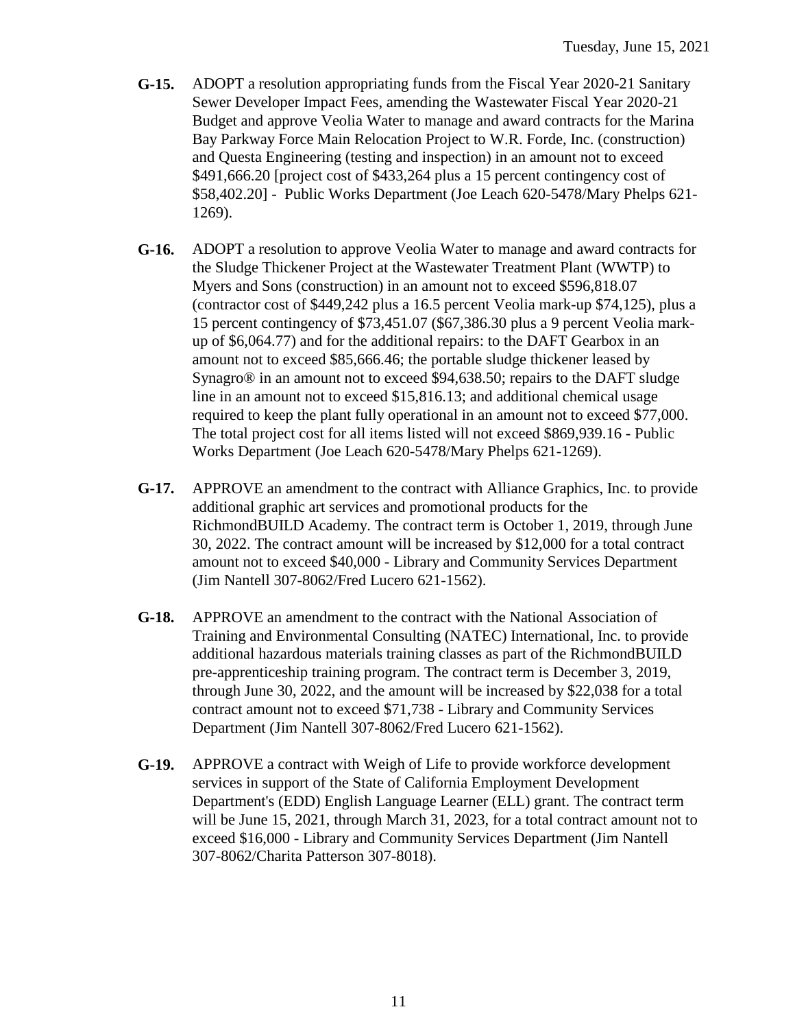**G-15.** ADOPT a resolution appropriating funds from the Fiscal Year 2020-21 Sanitary Sewer Developer Impact Fees, amending the Wastewater Fiscal Year 2020-21 Budget and approve Veolia Water to manage and award contracts for the Marina Bay Parkway Force Main Relocation Project to W.R. Forde, Inc. (construction) and Questa Engineering (testing and inspection) in an amount not to exceed $491,666.20 [project cost of $433,264 plus a 15 percent contingency cost of $58,402.20] - Public Works Department (Joe Leach 620-5478/Mary Phelps 621-1269).

**G-16.** ADOPT a resolution to approve Veolia Water to manage and award contracts for the Sludge Thickener Project at the Wastewater Treatment Plant (WWTP) to Myers and Sons (construction) in an amount not to exceed $596,818.07 (contractor cost of $449,242 plus a 16.5 percent Veolia mark-up $74,125), plus a 15 percent contingency of $73,451.07 ($67,386.30 plus a 9 percent Veolia mark-up of $6,064.77) and for the additional repairs: to the DAFT Gearbox in an amount not to exceed $85,666.46; the portable sludge thickener leased by Synagro® in an amount not to exceed $94,638.50; repairs to the DAFT sludge line in an amount not to exceed $15,816.13; and additional chemical usage required to keep the plant fully operational in an amount not to exceed $77,000. The total project cost for all items listed will not exceed $869,939.16 - Public Works Department (Joe Leach 620-5478/Mary Phelps 621-1269).

**G-17.** APPROVE an amendment to the contract with Alliance Graphics, Inc. to provide additional graphic art services and promotional products for the RichmondBUILD Academy. The contract term is October 1, 2019, through June 30, 2022. The contract amount will be increased by $12,000 for a total contract amount not to exceed $40,000 - Library and Community Services Department (Jim Nantell 307-8062/Fred Lucero 621-1562).

**G-18.** APPROVE an amendment to the contract with the National Association of Training and Environmental Consulting (NATEC) International, Inc. to provide additional hazardous materials training classes as part of the RichmondBUILD pre-apprenticeship training program. The contract term is December 3, 2019, through June 30, 2022, and the amount will be increased by $22,038 for a total contract amount not to exceed $71,738 - Library and Community Services Department (Jim Nantell 307-8062/Fred Lucero 621-1562).

**G-19.** APPROVE a contract with Weigh of Life to provide workforce development services in support of the State of California Employment Development Department's (EDD) English Language Learner (ELL) grant. The contract term will be June 15, 2021, through March 31, 2023, for a total contract amount not to exceed $16,000 - Library and Community Services Department (Jim Nantell 307-8062/Charita Patterson 307-8018).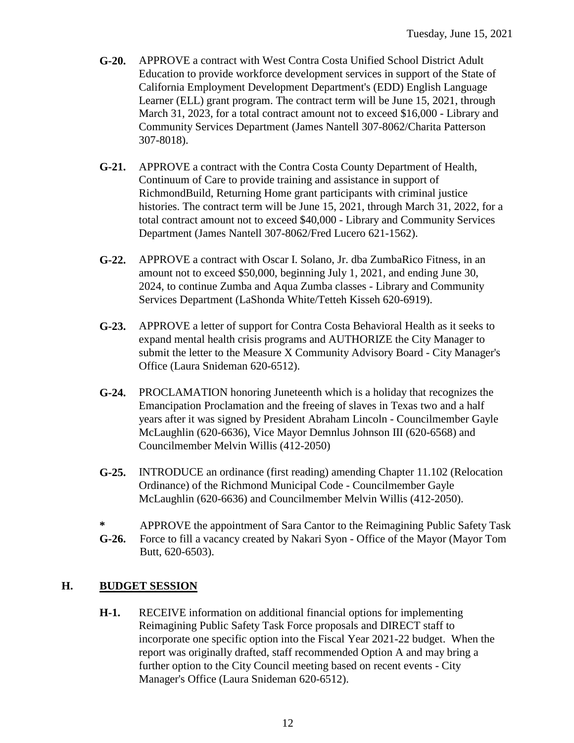**G-20.** APPROVE a contract with West Contra Costa Unified School District Adult Education to provide workforce development services in support of the State of California Employment Development Department's (EDD) English Language Learner (ELL) grant program. The contract term will be June 15, 2021, through March 31, 2023, for a total contract amount not to exceed $16,000 - Library and Community Services Department (James Nantell 307-8062/Charita Patterson 307-8018).

**G-21.** APPROVE a contract with the Contra Costa County Department of Health, Continuum of Care to provide training and assistance in support of RichmondBuild, Returning Home grant participants with criminal justice histories. The contract term will be June 15, 2021, through March 31, 2022, for a total contract amount not to exceed $40,000 - Library and Community Services Department (James Nantell 307-8062/Fred Lucero 621-1562).

**G-22.** APPROVE a contract with Oscar I. Solano, Jr. dba ZumbaRico Fitness, in an amount not to exceed $50,000, beginning July 1, 2021, and ending June 30, 2024, to continue Zumba and Aqua Zumba classes - Library and Community Services Department (LaShonda White/Tetteh Kisseh 620-6919).

**G-23.** APPROVE a letter of support for Contra Costa Behavioral Health as it seeks to expand mental health crisis programs and AUTHORIZE the City Manager to submit the letter to the Measure X Community Advisory Board - City Manager's Office (Laura Snideman 620-6512).

**G-24.** PROCLAMATION honoring Juneteenth which is a holiday that recognizes the Emancipation Proclamation and the freeing of slaves in Texas two and a half years after it was signed by President Abraham Lincoln - Councilmember Gayle McLaughlin (620-6636), Vice Mayor Demnlus Johnson III (620-6568) and Councilmember Melvin Willis (412-2050)

**G-25.** INTRODUCE an ordinance (first reading) amending Chapter 11.102 (Relocation Ordinance) of the Richmond Municipal Code - Councilmember Gayle McLaughlin (620-6636) and Councilmember Melvin Willis (412-2050).

**\***
**G-26.** APPROVE the appointment of Sara Cantor to the Reimagining Public Safety Task Force to fill a vacancy created by Nakari Syon - Office of the Mayor (Mayor Tom Butt, 620-6503).

## H. BUDGET SESSION

**H-1.** RECEIVE information on additional financial options for implementing Reimagining Public Safety Task Force proposals and DIRECT staff to incorporate one specific option into the Fiscal Year 2021-22 budget. When the report was originally drafted, staff recommended Option A and may bring a further option to the City Council meeting based on recent events - City Manager's Office (Laura Snideman 620-6512).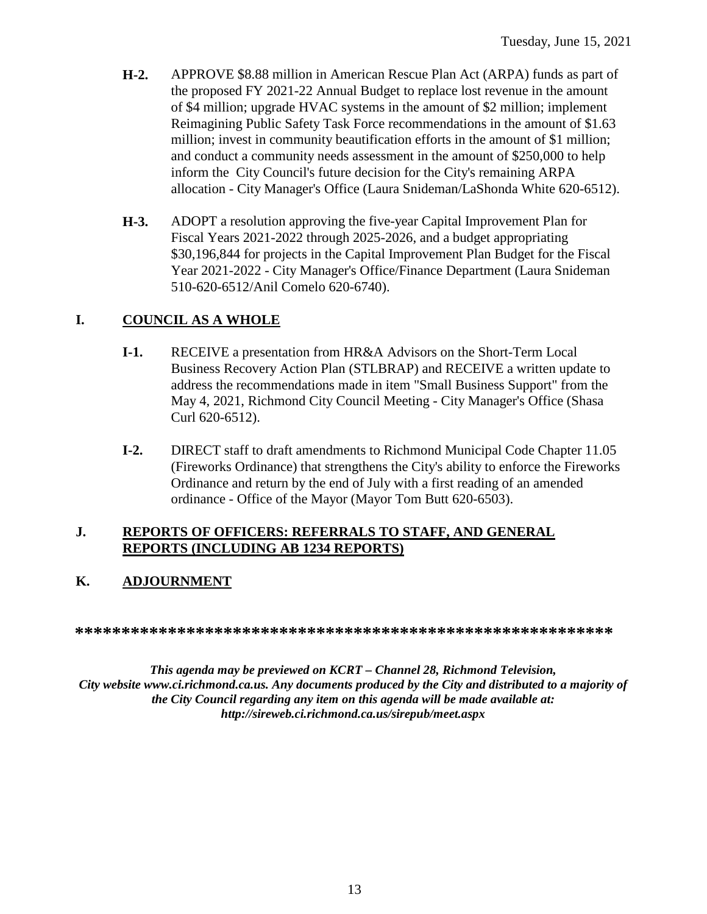**H-2.** APPROVE $8.88 million in American Rescue Plan Act (ARPA) funds as part of the proposed FY 2021-22 Annual Budget to replace lost revenue in the amount of $4 million; upgrade HVAC systems in the amount of $2 million; implement Reimagining Public Safety Task Force recommendations in the amount of $1.63 million; invest in community beautification efforts in the amount of $1 million; and conduct a community needs assessment in the amount of $250,000 to help inform the City Council's future decision for the City's remaining ARPA allocation - City Manager's Office (Laura Snideman/LaShonda White 620-6512).

**H-3.** ADOPT a resolution approving the five-year Capital Improvement Plan for Fiscal Years 2021-2022 through 2025-2026, and a budget appropriating $30,196,844 for projects in the Capital Improvement Plan Budget for the Fiscal Year 2021-2022 - City Manager's Office/Finance Department (Laura Snideman 510-620-6512/Anil Comelo 620-6740).

## I. COUNCIL AS A WHOLE

**I-1.** RECEIVE a presentation from HR&A Advisors on the Short-Term Local Business Recovery Action Plan (STLBRAP) and RECEIVE a written update to address the recommendations made in item "Small Business Support" from the May 4, 2021, Richmond City Council Meeting - City Manager's Office (Shasa Curl 620-6512).

**I-2.** DIRECT staff to draft amendments to Richmond Municipal Code Chapter 11.05 (Fireworks Ordinance) that strengthens the City's ability to enforce the Fireworks Ordinance and return by the end of July with a first reading of an amended ordinance - Office of the Mayor (Mayor Tom Butt 620-6503).

## J. REPORTS OF OFFICERS: REFERRALS TO STAFF, AND GENERAL REPORTS (INCLUDING AB 1234 REPORTS)

## K. ADJOURNMENT

**********************************************************

***This agenda may be previewed on KCRT – Channel 28, Richmond Television, City website www.ci.richmond.ca.us. Any documents produced by the City and distributed to a majority of the City Council regarding any item on this agenda will be made available at: http://sireweb.ci.richmond.ca.us/sirepub/meet.aspx***